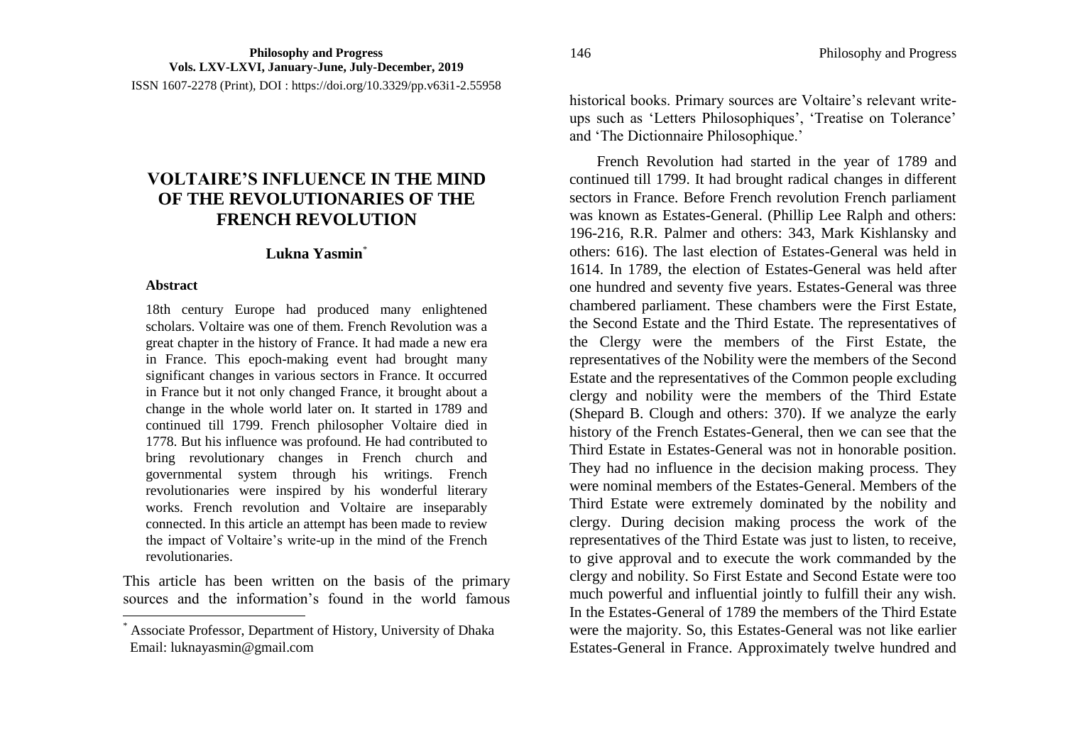**Philosophy and Progress**
**Vols. LXV-LXVI, January-June, July-December, 2019**
ISSN 1607-2278 (Print), DOI : https://doi.org/10.3329/pp.v63i1-2.55958

# VOLTAIRE'S INFLUENCE IN THE MIND OF THE REVOLUTIONARIES OF THE FRENCH REVOLUTION

**Lukna Yasmin**[*]

### Abstract

18th century Europe had produced many enlightened scholars. Voltaire was one of them. French Revolution was a great chapter in the history of France. It had made a new era in France. This epoch-making event had brought many significant changes in various sectors in France. It occurred in France but it not only changed France, it brought about a change in the whole world later on. It started in 1789 and continued till 1799. French philosopher Voltaire died in 1778. But his influence was profound. He had contributed to bring revolutionary changes in French church and governmental system through his writings. French revolutionaries were inspired by his wonderful literary works. French revolution and Voltaire are inseparably connected. In this article an attempt has been made to review the impact of Voltaire's write-up in the mind of the French revolutionaries.

This article has been written on the basis of the primary sources and the information's found in the world famous historical books. Primary sources are Voltaire's relevant write-ups such as 'Letters Philosophiques', 'Treatise on Tolerance' and 'The Dictionnaire Philosophique.'

French Revolution had started in the year of 1789 and continued till 1799. It had brought radical changes in different sectors in France. Before French revolution French parliament was known as Estates-General. (Phillip Lee Ralph and others: 196-216, R.R. Palmer and others: 343, Mark Kishlansky and others: 616). The last election of Estates-General was held in 1614. In 1789, the election of Estates-General was held after one hundred and seventy five years. Estates-General was three chambered parliament. These chambers were the First Estate, the Second Estate and the Third Estate. The representatives of the Clergy were the members of the First Estate, the representatives of the Nobility were the members of the Second Estate and the representatives of the Common people excluding clergy and nobility were the members of the Third Estate (Shepard B. Clough and others: 370). If we analyze the early history of the French Estates-General, then we can see that the Third Estate in Estates-General was not in honorable position. They had no influence in the decision making process. They were nominal members of the Estates-General. Members of the Third Estate were extremely dominated by the nobility and clergy. During decision making process the work of the representatives of the Third Estate was just to listen, to receive, to give approval and to execute the work commanded by the clergy and nobility. So First Estate and Second Estate were too much powerful and influential jointly to fulfill their any wish. In the Estates-General of 1789 the members of the Third Estate were the majority. So, this Estates-General was not like earlier Estates-General in France. Approximately twelve hundred and

[*] Associate Professor, Department of History, University of Dhaka
Email: luknayasmin@gmail.com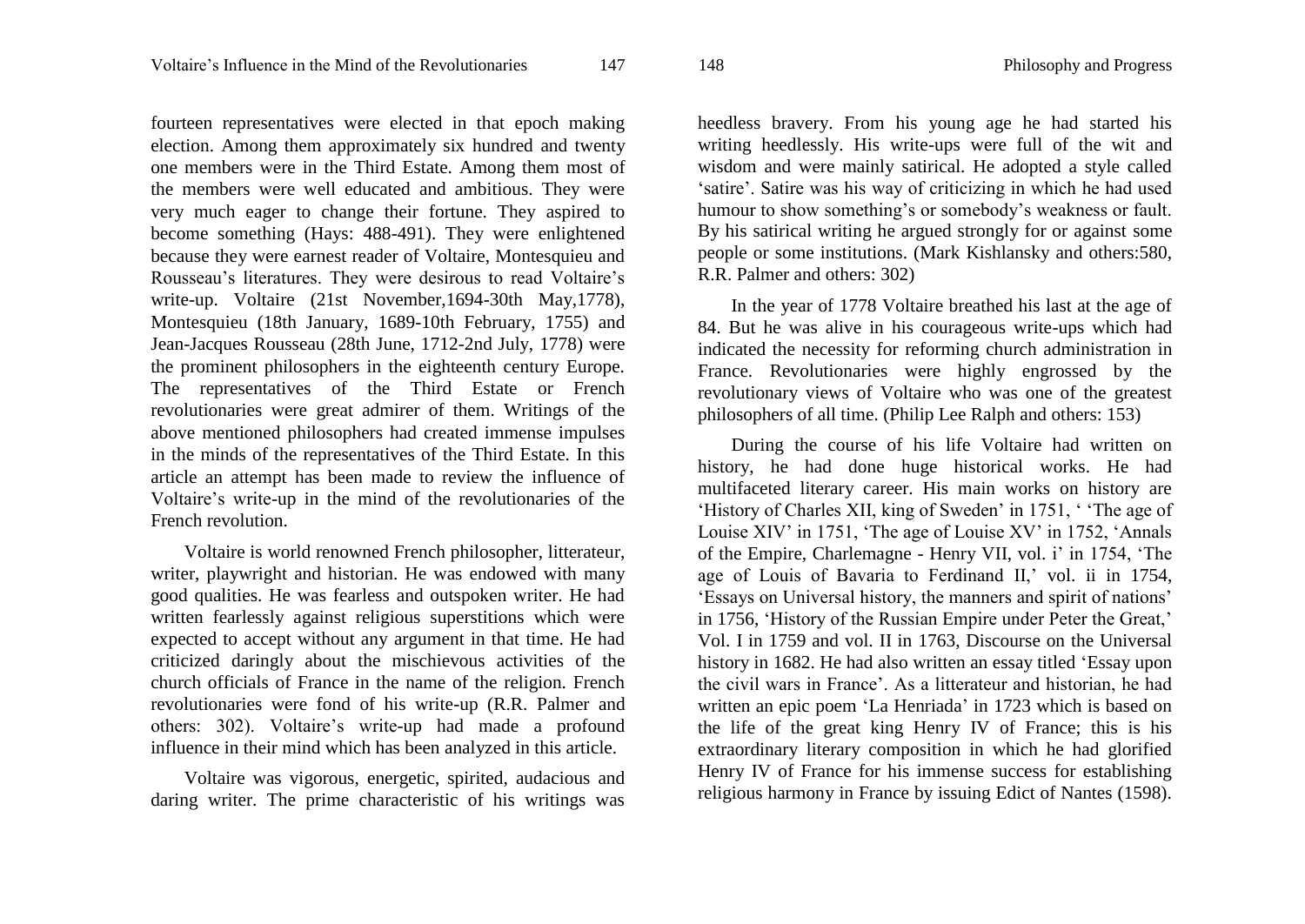fourteen representatives were elected in that epoch making election. Among them approximately six hundred and twenty one members were in the Third Estate. Among them most of the members were well educated and ambitious. They were very much eager to change their fortune. They aspired to become something (Hays: 488-491). They were enlightened because they were earnest reader of Voltaire, Montesquieu and Rousseau's literatures. They were desirous to read Voltaire's write-up. Voltaire (21st November,1694-30th May,1778), Montesquieu (18th January, 1689-10th February, 1755) and Jean-Jacques Rousseau (28th June, 1712-2nd July, 1778) were the prominent philosophers in the eighteenth century Europe. The representatives of the Third Estate or French revolutionaries were great admirer of them. Writings of the above mentioned philosophers had created immense impulses in the minds of the representatives of the Third Estate. In this article an attempt has been made to review the influence of Voltaire's write-up in the mind of the revolutionaries of the French revolution.

Voltaire is world renowned French philosopher, litterateur, writer, playwright and historian. He was endowed with many good qualities. He was fearless and outspoken writer. He had written fearlessly against religious superstitions which were expected to accept without any argument in that time. He had criticized daringly about the mischievous activities of the church officials of France in the name of the religion. French revolutionaries were fond of his write-up (R.R. Palmer and others: 302). Voltaire's write-up had made a profound influence in their mind which has been analyzed in this article.

Voltaire was vigorous, energetic, spirited, audacious and daring writer. The prime characteristic of his writings was heedless bravery. From his young age he had started his writing heedlessly. His write-ups were full of the wit and wisdom and were mainly satirical. He adopted a style called 'satire'. Satire was his way of criticizing in which he had used humour to show something's or somebody's weakness or fault. By his satirical writing he argued strongly for or against some people or some institutions. (Mark Kishlansky and others:580, R.R. Palmer and others: 302)

In the year of 1778 Voltaire breathed his last at the age of 84. But he was alive in his courageous write-ups which had indicated the necessity for reforming church administration in France. Revolutionaries were highly engrossed by the revolutionary views of Voltaire who was one of the greatest philosophers of all time. (Philip Lee Ralph and others: 153)

During the course of his life Voltaire had written on history, he had done huge historical works. He had multifaceted literary career. His main works on history are 'History of Charles XII, king of Sweden' in 1751, ' 'The age of Louise XIV' in 1751, 'The age of Louise XV' in 1752, 'Annals of the Empire, Charlemagne - Henry VII, vol. i' in 1754, 'The age of Louis of Bavaria to Ferdinand II,' vol. ii in 1754, 'Essays on Universal history, the manners and spirit of nations' in 1756, 'History of the Russian Empire under Peter the Great,' Vol. I in 1759 and vol. II in 1763, Discourse on the Universal history in 1682. He had also written an essay titled 'Essay upon the civil wars in France'. As a litterateur and historian, he had written an epic poem 'La Henriada' in 1723 which is based on the life of the great king Henry IV of France; this is his extraordinary literary composition in which he had glorified Henry IV of France for his immense success for establishing religious harmony in France by issuing Edict of Nantes (1598).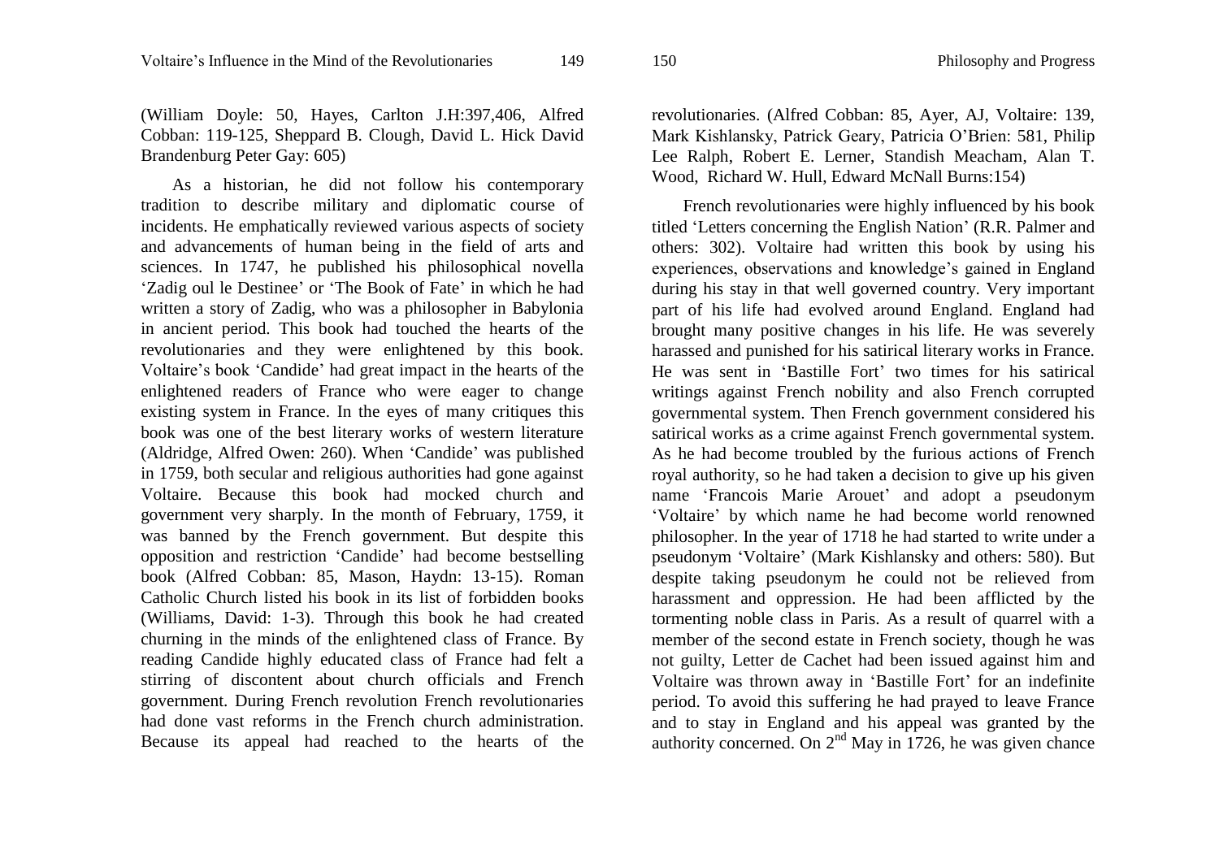(William Doyle: 50, Hayes, Carlton J.H:397,406, Alfred Cobban: 119-125, Sheppard B. Clough, David L. Hick David Brandenburg Peter Gay: 605)

As a historian, he did not follow his contemporary tradition to describe military and diplomatic course of incidents. He emphatically reviewed various aspects of society and advancements of human being in the field of arts and sciences. In 1747, he published his philosophical novella 'Zadig oul le Destinee' or 'The Book of Fate' in which he had written a story of Zadig, who was a philosopher in Babylonia in ancient period. This book had touched the hearts of the revolutionaries and they were enlightened by this book. Voltaire's book 'Candide' had great impact in the hearts of the enlightened readers of France who were eager to change existing system in France. In the eyes of many critiques this book was one of the best literary works of western literature (Aldridge, Alfred Owen: 260). When 'Candide' was published in 1759, both secular and religious authorities had gone against Voltaire. Because this book had mocked church and government very sharply. In the month of February, 1759, it was banned by the French government. But despite this opposition and restriction 'Candide' had become bestselling book (Alfred Cobban: 85, Mason, Haydn: 13-15). Roman Catholic Church listed his book in its list of forbidden books (Williams, David: 1-3). Through this book he had created churning in the minds of the enlightened class of France. By reading Candide highly educated class of France had felt a stirring of discontent about church officials and French government. During French revolution French revolutionaries had done vast reforms in the French church administration. Because its appeal had reached to the hearts of the revolutionaries. (Alfred Cobban: 85, Ayer, AJ, Voltaire: 139, Mark Kishlansky, Patrick Geary, Patricia O'Brien: 581, Philip Lee Ralph, Robert E. Lerner, Standish Meacham, Alan T. Wood, Richard W. Hull, Edward McNall Burns:154)

French revolutionaries were highly influenced by his book titled 'Letters concerning the English Nation' (R.R. Palmer and others: 302). Voltaire had written this book by using his experiences, observations and knowledge's gained in England during his stay in that well governed country. Very important part of his life had evolved around England. England had brought many positive changes in his life. He was severely harassed and punished for his satirical literary works in France. He was sent in 'Bastille Fort' two times for his satirical writings against French nobility and also French corrupted governmental system. Then French government considered his satirical works as a crime against French governmental system. As he had become troubled by the furious actions of French royal authority, so he had taken a decision to give up his given name 'Francois Marie Arouet' and adopt a pseudonym 'Voltaire' by which name he had become world renowned philosopher. In the year of 1718 he had started to write under a pseudonym 'Voltaire' (Mark Kishlansky and others: 580). But despite taking pseudonym he could not be relieved from harassment and oppression. He had been afflicted by the tormenting noble class in Paris. As a result of quarrel with a member of the second estate in French society, though he was not guilty, Letter de Cachet had been issued against him and Voltaire was thrown away in 'Bastille Fort' for an indefinite period. To avoid this suffering he had prayed to leave France and to stay in England and his appeal was granted by the authority concerned. On 2nd May in 1726, he was given chance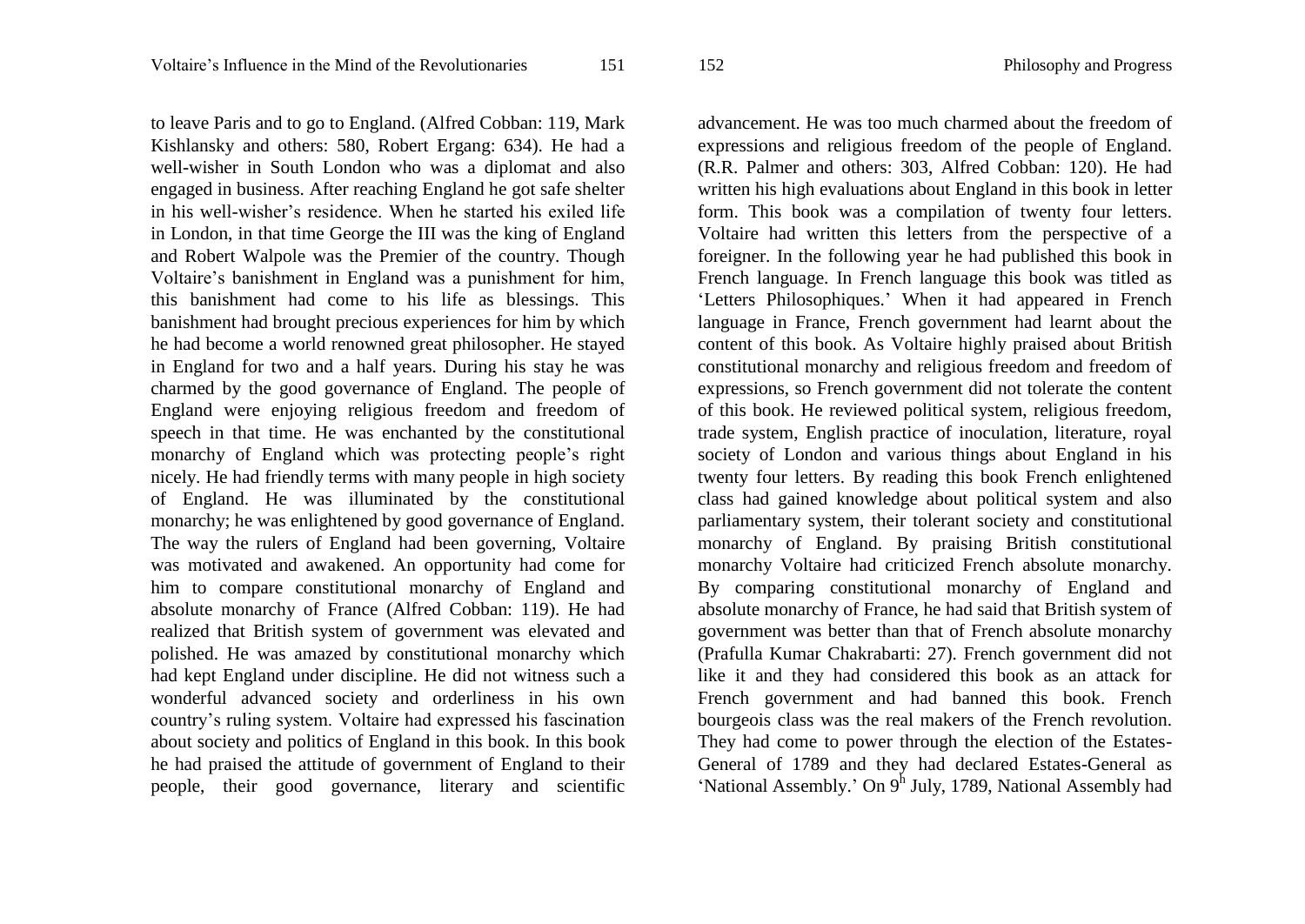to leave Paris and to go to England. (Alfred Cobban: 119, Mark Kishlansky and others: 580, Robert Ergang: 634). He had a well-wisher in South London who was a diplomat and also engaged in business. After reaching England he got safe shelter in his well-wisher's residence. When he started his exiled life in London, in that time George the III was the king of England and Robert Walpole was the Premier of the country. Though Voltaire's banishment in England was a punishment for him, this banishment had come to his life as blessings. This banishment had brought precious experiences for him by which he had become a world renowned great philosopher. He stayed in England for two and a half years. During his stay he was charmed by the good governance of England. The people of England were enjoying religious freedom and freedom of speech in that time. He was enchanted by the constitutional monarchy of England which was protecting people's right nicely. He had friendly terms with many people in high society of England. He was illuminated by the constitutional monarchy; he was enlightened by good governance of England. The way the rulers of England had been governing, Voltaire was motivated and awakened. An opportunity had come for him to compare constitutional monarchy of England and absolute monarchy of France (Alfred Cobban: 119). He had realized that British system of government was elevated and polished. He was amazed by constitutional monarchy which had kept England under discipline. He did not witness such a wonderful advanced society and orderliness in his own country's ruling system. Voltaire had expressed his fascination about society and politics of England in this book. In this book he had praised the attitude of government of England to their people, their good governance, literary and scientific advancement. He was too much charmed about the freedom of expressions and religious freedom of the people of England. (R.R. Palmer and others: 303, Alfred Cobban: 120). He had written his high evaluations about England in this book in letter form. This book was a compilation of twenty four letters. Voltaire had written this letters from the perspective of a foreigner. In the following year he had published this book in French language. In French language this book was titled as 'Letters Philosophiques.' When it had appeared in French language in France, French government had learnt about the content of this book. As Voltaire highly praised about British constitutional monarchy and religious freedom and freedom of expressions, so French government did not tolerate the content of this book. He reviewed political system, religious freedom, trade system, English practice of inoculation, literature, royal society of London and various things about England in his twenty four letters. By reading this book French enlightened class had gained knowledge about political system and also parliamentary system, their tolerant society and constitutional monarchy of England. By praising British constitutional monarchy Voltaire had criticized French absolute monarchy. By comparing constitutional monarchy of England and absolute monarchy of France, he had said that British system of government was better than that of French absolute monarchy (Prafulla Kumar Chakrabarti: 27). French government did not like it and they had considered this book as an attack for French government and had banned this book. French bourgeois class was the real makers of the French revolution. They had come to power through the election of the Estates-General of 1789 and they had declared Estates-General as 'National Assembly.' On 9th July, 1789, National Assembly had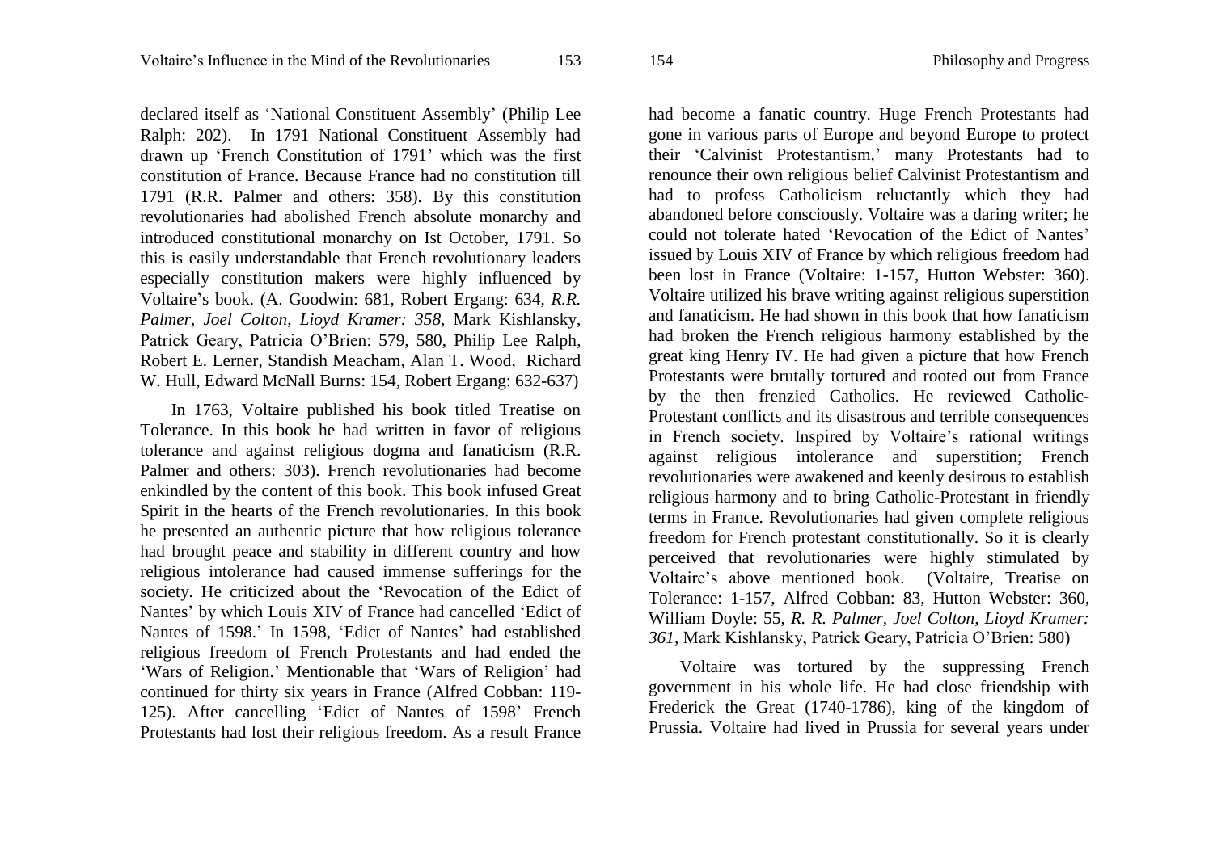declared itself as 'National Constituent Assembly' (Philip Lee Ralph: 202). In 1791 National Constituent Assembly had drawn up 'French Constitution of 1791' which was the first constitution of France. Because France had no constitution till 1791 (R.R. Palmer and others: 358). By this constitution revolutionaries had abolished French absolute monarchy and introduced constitutional monarchy on Ist October, 1791. So this is easily understandable that French revolutionary leaders especially constitution makers were highly influenced by Voltaire's book. (A. Goodwin: 681, Robert Ergang: 634, *R.R. Palmer, Joel Colton, Lioyd Kramer: 358,* Mark Kishlansky, Patrick Geary, Patricia O'Brien: 579, 580, Philip Lee Ralph, Robert E. Lerner, Standish Meacham, Alan T. Wood, Richard W. Hull, Edward McNall Burns: 154, Robert Ergang: 632-637)

In 1763, Voltaire published his book titled Treatise on Tolerance. In this book he had written in favor of religious tolerance and against religious dogma and fanaticism (R.R. Palmer and others: 303). French revolutionaries had become enkindled by the content of this book. This book infused Great Spirit in the hearts of the French revolutionaries. In this book he presented an authentic picture that how religious tolerance had brought peace and stability in different country and how religious intolerance had caused immense sufferings for the society. He criticized about the 'Revocation of the Edict of Nantes' by which Louis XIV of France had cancelled 'Edict of Nantes of 1598.' In 1598, 'Edict of Nantes' had established religious freedom of French Protestants and had ended the 'Wars of Religion.' Mentionable that 'Wars of Religion' had continued for thirty six years in France (Alfred Cobban: 119-125). After cancelling 'Edict of Nantes of 1598' French Protestants had lost their religious freedom. As a result France had become a fanatic country. Huge French Protestants had gone in various parts of Europe and beyond Europe to protect their 'Calvinist Protestantism,' many Protestants had to renounce their own religious belief Calvinist Protestantism and had to profess Catholicism reluctantly which they had abandoned before consciously. Voltaire was a daring writer; he could not tolerate hated 'Revocation of the Edict of Nantes' issued by Louis XIV of France by which religious freedom had been lost in France (Voltaire: 1-157, Hutton Webster: 360). Voltaire utilized his brave writing against religious superstition and fanaticism. He had shown in this book that how fanaticism had broken the French religious harmony established by the great king Henry IV. He had given a picture that how French Protestants were brutally tortured and rooted out from France by the then frenzied Catholics. He reviewed Catholic-Protestant conflicts and its disastrous and terrible consequences in French society. Inspired by Voltaire's rational writings against religious intolerance and superstition; French revolutionaries were awakened and keenly desirous to establish religious harmony and to bring Catholic-Protestant in friendly terms in France. Revolutionaries had given complete religious freedom for French protestant constitutionally. So it is clearly perceived that revolutionaries were highly stimulated by Voltaire's above mentioned book. (Voltaire, Treatise on Tolerance: 1-157, Alfred Cobban: 83, Hutton Webster: 360, William Doyle: 55, *R. R. Palmer, Joel Colton, Lioyd Kramer: 361,* Mark Kishlansky, Patrick Geary, Patricia O'Brien: 580)

Voltaire was tortured by the suppressing French government in his whole life. He had close friendship with Frederick the Great (1740-1786), king of the kingdom of Prussia. Voltaire had lived in Prussia for several years under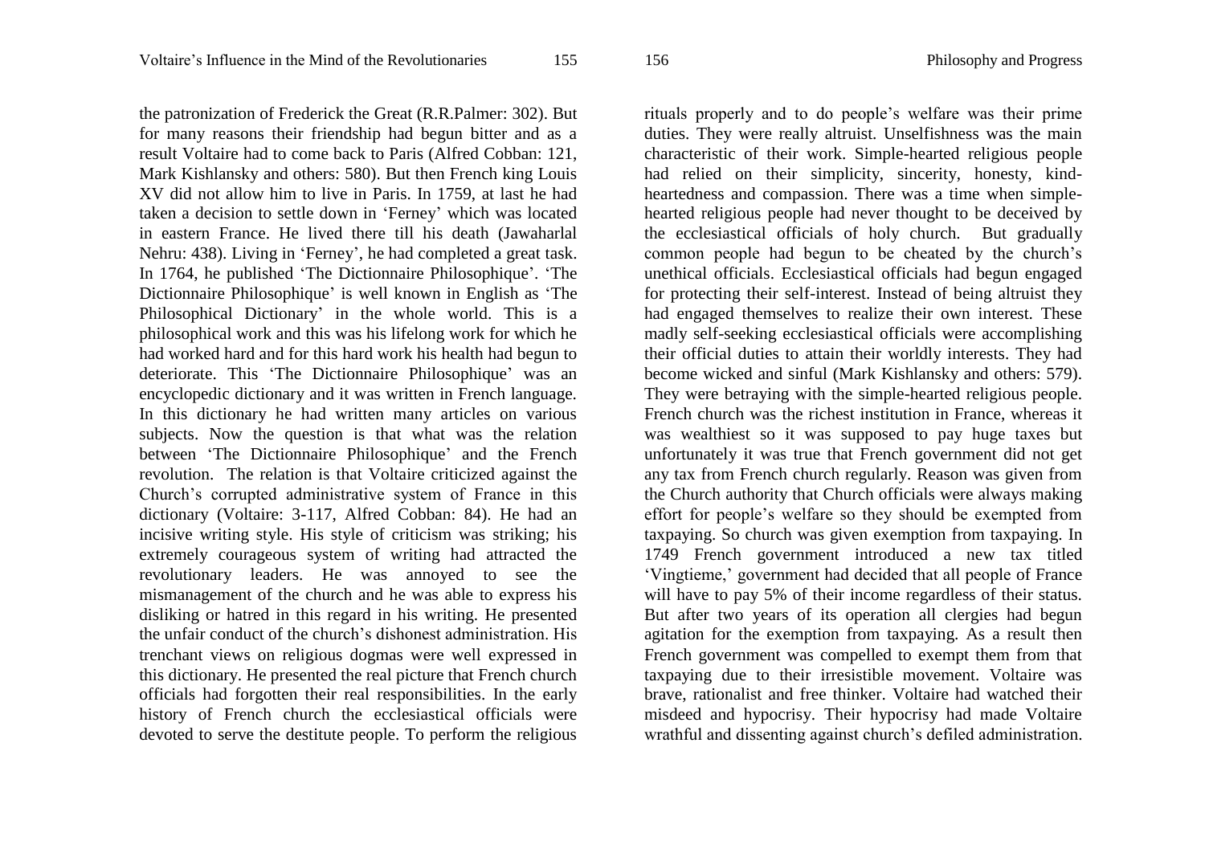the patronization of Frederick the Great (R.R.Palmer: 302). But for many reasons their friendship had begun bitter and as a result Voltaire had to come back to Paris (Alfred Cobban: 121, Mark Kishlansky and others: 580). But then French king Louis XV did not allow him to live in Paris. In 1759, at last he had taken a decision to settle down in 'Ferney' which was located in eastern France. He lived there till his death (Jawaharlal Nehru: 438). Living in 'Ferney', he had completed a great task. In 1764, he published 'The Dictionnaire Philosophique'. 'The Dictionnaire Philosophique' is well known in English as 'The Philosophical Dictionary' in the whole world. This is a philosophical work and this was his lifelong work for which he had worked hard and for this hard work his health had begun to deteriorate. This 'The Dictionnaire Philosophique' was an encyclopedic dictionary and it was written in French language. In this dictionary he had written many articles on various subjects. Now the question is that what was the relation between 'The Dictionnaire Philosophique' and the French revolution. The relation is that Voltaire criticized against the Church's corrupted administrative system of France in this dictionary (Voltaire: 3-117, Alfred Cobban: 84). He had an incisive writing style. His style of criticism was striking; his extremely courageous system of writing had attracted the revolutionary leaders. He was annoyed to see the mismanagement of the church and he was able to express his disliking or hatred in this regard in his writing. He presented the unfair conduct of the church's dishonest administration. His trenchant views on religious dogmas were well expressed in this dictionary. He presented the real picture that French church officials had forgotten their real responsibilities. In the early history of French church the ecclesiastical officials were devoted to serve the destitute people. To perform the religious rituals properly and to do people's welfare was their prime duties. They were really altruist. Unselfishness was the main characteristic of their work. Simple-hearted religious people had relied on their simplicity, sincerity, honesty, kind-heartedness and compassion. There was a time when simple-hearted religious people had never thought to be deceived by the ecclesiastical officials of holy church. But gradually common people had begun to be cheated by the church's unethical officials. Ecclesiastical officials had begun engaged for protecting their self-interest. Instead of being altruist they had engaged themselves to realize their own interest. These madly self-seeking ecclesiastical officials were accomplishing their official duties to attain their worldly interests. They had become wicked and sinful (Mark Kishlansky and others: 579). They were betraying with the simple-hearted religious people. French church was the richest institution in France, whereas it was wealthiest so it was supposed to pay huge taxes but unfortunately it was true that French government did not get any tax from French church regularly. Reason was given from the Church authority that Church officials were always making effort for people's welfare so they should be exempted from taxpaying. So church was given exemption from taxpaying. In 1749 French government introduced a new tax titled 'Vingtieme,' government had decided that all people of France will have to pay 5% of their income regardless of their status. But after two years of its operation all clergies had begun agitation for the exemption from taxpaying. As a result then French government was compelled to exempt them from that taxpaying due to their irresistible movement. Voltaire was brave, rationalist and free thinker. Voltaire had watched their misdeed and hypocrisy. Their hypocrisy had made Voltaire wrathful and dissenting against church's defiled administration.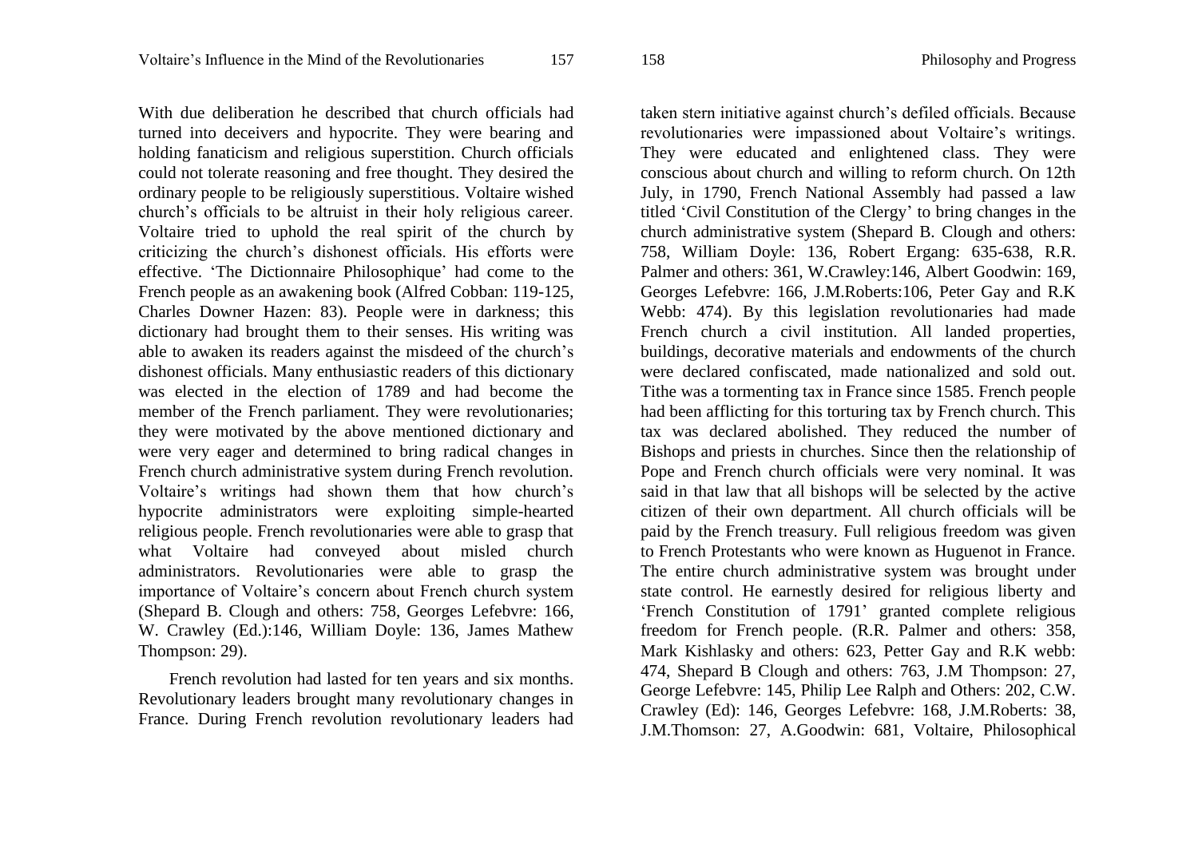With due deliberation he described that church officials had turned into deceivers and hypocrite. They were bearing and holding fanaticism and religious superstition. Church officials could not tolerate reasoning and free thought. They desired the ordinary people to be religiously superstitious. Voltaire wished church's officials to be altruist in their holy religious career. Voltaire tried to uphold the real spirit of the church by criticizing the church's dishonest officials. His efforts were effective. 'The Dictionnaire Philosophique' had come to the French people as an awakening book (Alfred Cobban: 119-125, Charles Downer Hazen: 83). People were in darkness; this dictionary had brought them to their senses. His writing was able to awaken its readers against the misdeed of the church's dishonest officials. Many enthusiastic readers of this dictionary was elected in the election of 1789 and had become the member of the French parliament. They were revolutionaries; they were motivated by the above mentioned dictionary and were very eager and determined to bring radical changes in French church administrative system during French revolution. Voltaire's writings had shown them that how church's hypocrite administrators were exploiting simple-hearted religious people. French revolutionaries were able to grasp that what Voltaire had conveyed about misled church administrators. Revolutionaries were able to grasp the importance of Voltaire's concern about French church system (Shepard B. Clough and others: 758, Georges Lefebvre: 166, W. Crawley (Ed.):146, William Doyle: 136, James Mathew Thompson: 29).

French revolution had lasted for ten years and six months. Revolutionary leaders brought many revolutionary changes in France. During French revolution revolutionary leaders had taken stern initiative against church's defiled officials. Because revolutionaries were impassioned about Voltaire's writings. They were educated and enlightened class. They were conscious about church and willing to reform church. On 12th July, in 1790, French National Assembly had passed a law titled 'Civil Constitution of the Clergy' to bring changes in the church administrative system (Shepard B. Clough and others: 758, William Doyle: 136, Robert Ergang: 635-638, R.R. Palmer and others: 361, W.Crawley:146, Albert Goodwin: 169, Georges Lefebvre: 166, J.M.Roberts:106, Peter Gay and R.K Webb: 474). By this legislation revolutionaries had made French church a civil institution. All landed properties, buildings, decorative materials and endowments of the church were declared confiscated, made nationalized and sold out. Tithe was a tormenting tax in France since 1585. French people had been afflicting for this torturing tax by French church. This tax was declared abolished. They reduced the number of Bishops and priests in churches. Since then the relationship of Pope and French church officials were very nominal. It was said in that law that all bishops will be selected by the active citizen of their own department. All church officials will be paid by the French treasury. Full religious freedom was given to French Protestants who were known as Huguenot in France. The entire church administrative system was brought under state control. He earnestly desired for religious liberty and 'French Constitution of 1791' granted complete religious freedom for French people. (R.R. Palmer and others: 358, Mark Kishlasky and others: 623, Petter Gay and R.K webb: 474, Shepard B Clough and others: 763, J.M Thompson: 27, George Lefebvre: 145, Philip Lee Ralph and Others: 202, C.W. Crawley (Ed): 146, Georges Lefebvre: 168, J.M.Roberts: 38, J.M.Thomson: 27, A.Goodwin: 681, Voltaire, Philosophical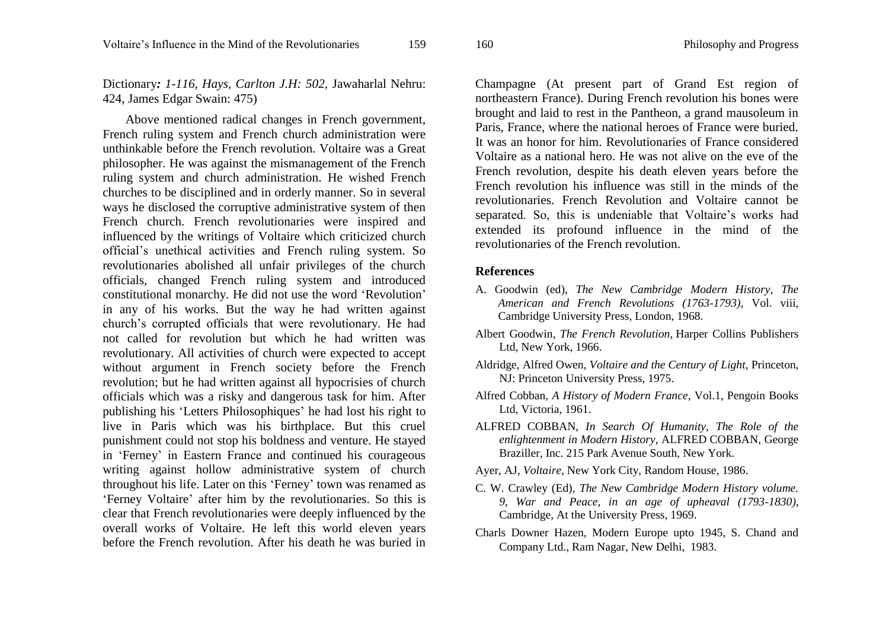Dictionary*: 1-116, Hays, Carlton J.H: 502*, Jawaharlal Nehru: 424, James Edgar Swain: 475)

Above mentioned radical changes in French government, French ruling system and French church administration were unthinkable before the French revolution. Voltaire was a Great philosopher. He was against the mismanagement of the French ruling system and church administration. He wished French churches to be disciplined and in orderly manner. So in several ways he disclosed the corruptive administrative system of then French church. French revolutionaries were inspired and influenced by the writings of Voltaire which criticized church official's unethical activities and French ruling system. So revolutionaries abolished all unfair privileges of the church officials, changed French ruling system and introduced constitutional monarchy. He did not use the word 'Revolution' in any of his works. But the way he had written against church's corrupted officials that were revolutionary. He had not called for revolution but which he had written was revolutionary. All activities of church were expected to accept without argument in French society before the French revolution; but he had written against all hypocrisies of church officials which was a risky and dangerous task for him. After publishing his 'Letters Philosophiques' he had lost his right to live in Paris which was his birthplace. But this cruel punishment could not stop his boldness and venture. He stayed in 'Ferney' in Eastern France and continued his courageous writing against hollow administrative system of church throughout his life. Later on this 'Ferney' town was renamed as 'Ferney Voltaire' after him by the revolutionaries. So this is clear that French revolutionaries were deeply influenced by the overall works of Voltaire. He left this world eleven years before the French revolution. After his death he was buried in Champagne (At present part of Grand Est region of northeastern France). During French revolution his bones were brought and laid to rest in the Pantheon, a grand mausoleum in Paris, France, where the national heroes of France were buried. It was an honor for him. Revolutionaries of France considered Voltaire as a national hero. He was not alive on the eve of the French revolution, despite his death eleven years before the French revolution his influence was still in the minds of the revolutionaries. French Revolution and Voltaire cannot be separated. So, this is undeniable that Voltaire's works had extended its profound influence in the mind of the revolutionaries of the French revolution.

## References

A. Goodwin (ed), *The New Cambridge Modern History, The American and French Revolutions (1763-1793),* Vol. viii, Cambridge University Press, London, 1968.

Albert Goodwin, *The French Revolution*, Harper Collins Publishers Ltd, New York, 1966.

Aldridge, Alfred Owen, *Voltaire and the Century of Light,* Princeton, NJ: Princeton University Press, 1975.

Alfred Cobban, *A History of Modern France*, Vol.1, Pengoin Books Ltd, Victoria, 1961.

ALFRED COBBAN, *In Search Of Humanity, The Role of the enlightenment in Modern History*, ALFRED COBBAN, George Braziller, Inc. 215 Park Avenue South, New York.

Ayer, AJ, *Voltaire*, New York City, Random House, 1986.

C. W. Crawley (Ed), *The New Cambridge Modern History volume. 9, War and Peace, in an age of upheaval (1793-1830),* Cambridge, At the University Press, 1969.

Charls Downer Hazen, Modern Europe upto 1945, S. Chand and Company Ltd., Ram Nagar, New Delhi, 1983.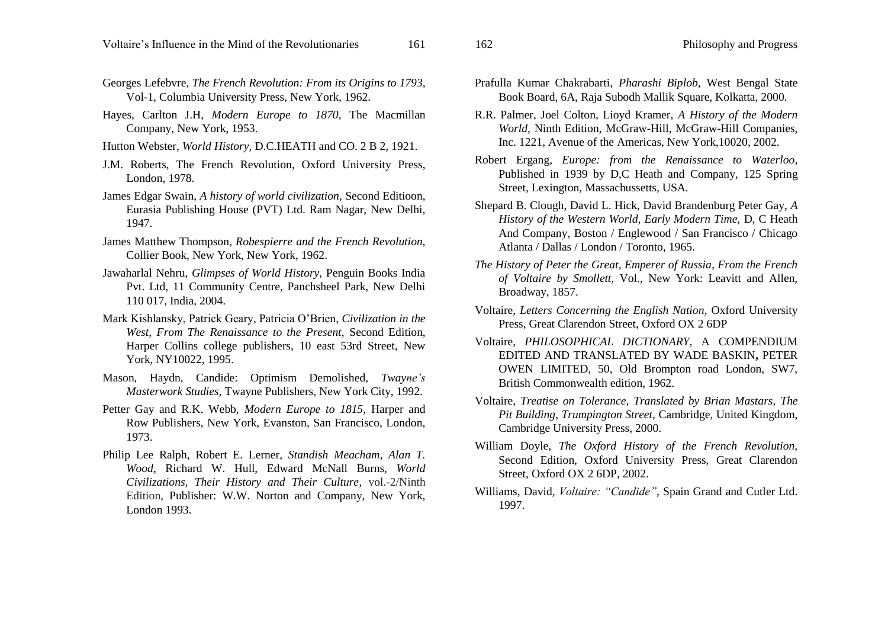Georges Lefebvre, *The French Revolution: From its Origins to 1793*, Vol-1, Columbia University Press, New York, 1962.

Hayes, Carlton J.H, *Modern Europe to 1870*, The Macmillan Company, New York, 1953.

Hutton Webster, *World History*, D.C.HEATH and CO. 2 B 2, 1921.

J.M. Roberts, The French Revolution, Oxford University Press, London, 1978.

James Edgar Swain, *A history of world civilization*, Second Editioon, Eurasia Publishing House (PVT) Ltd. Ram Nagar, New Delhi, 1947.

James Matthew Thompson, *Robespierre and the French Revolution*, Collier Book, New York, New York, 1962.

Jawaharlal Nehru, *Glimpses of World History*, Penguin Books India Pvt. Ltd, 11 Community Centre, Panchsheel Park, New Delhi 110 017, India, 2004.

Mark Kishlansky, Patrick Geary, Patricia O'Brien, *Civilization in the West, From The Renaissance to the Present*, Second Edition, Harper Collins college publishers, 10 east 53rd Street, New York, NY10022, 1995.

Mason, Haydn, Candide: Optimism Demolished, *Twayne's Masterwork Studies*, Twayne Publishers, New York City, 1992.

Petter Gay and R.K. Webb, *Modern Europe to 1815*, Harper and Row Publishers, New York, Evanston, San Francisco, London, 1973.

Philip Lee Ralph, Robert E. Lerner, *Standish Meacham, Alan T. Wood*, Richard W. Hull, Edward McNall Burns, *World Civilizations, Their History and Their Culture*, vol.-2/Ninth Edition, Publisher: W.W. Norton and Company, New York, London 1993.

Prafulla Kumar Chakrabarti, *Pharashi Biplob*, West Bengal State Book Board, 6A, Raja Subodh Mallik Square, Kolkatta, 2000.

R.R. Palmer, Joel Colton, Lioyd Kramer, *A History of the Modern World*, Ninth Edition, McGraw-Hill, McGraw-Hill Companies, Inc. 1221, Avenue of the Americas, New York,10020, 2002.

Robert Ergang, *Europe: from the Renaissance to Waterloo*, Published in 1939 by D,C Heath and Company, 125 Spring Street, Lexington, Massachussetts, USA.

Shepard B. Clough, David L. Hick, David Brandenburg Peter Gay, *A History of the Western World, Early Modern Time*, D, C Heath And Company, Boston / Englewood / San Francisco / Chicago Atlanta / Dallas / London / Toronto, 1965.

*The History of Peter the Great, Emperer of Russia, From the French of Voltaire by Smollett*, Vol., New York: Leavitt and Allen, Broadway, 1857.

Voltaire, *Letters Concerning the English Nation*, Oxford University Press, Great Clarendon Street, Oxford OX 2 6DP

Voltaire, *PHILOSOPHICAL DICTIONARY*, A COMPENDIUM EDITED AND TRANSLATED BY WADE BASKIN**,** PETER OWEN LIMITED, 50, Old Brompton road London, SW7, British Commonwealth edition, 1962.

Voltaire, *Treatise on Tolerance, Translated by Brian Mastars, The Pit Building, Trumpington Street*, Cambridge, United Kingdom, Cambridge University Press, 2000.

William Doyle, *The Oxford History of the French Revolution*, Second Edition, Oxford University Press, Great Clarendon Street, Oxford OX 2 6DP, 2002.

Williams, David, *Voltaire: "Candide"*, Spain Grand and Cutler Ltd. 1997.